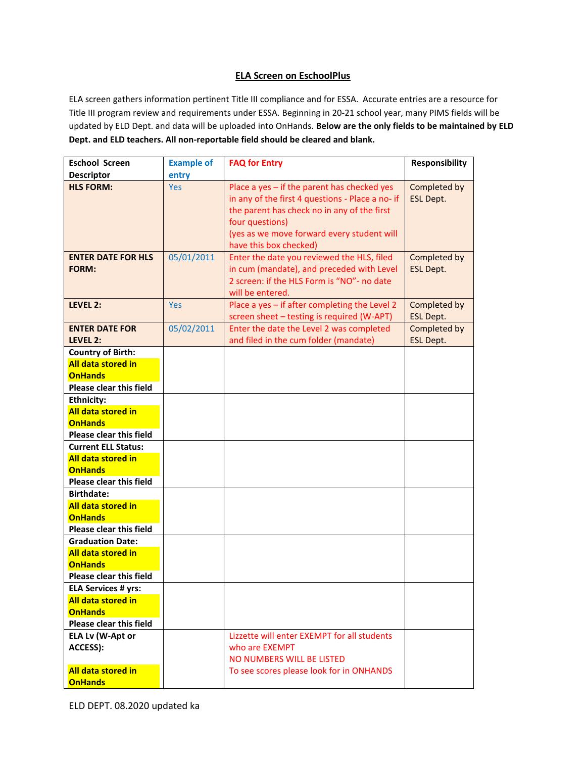# ELA Screen on EschoolPlus

ELA screen gathers information pertinent Title III compliance and for ESSA. Accurate entries are a resource for Title III program review and requirements under ESSA. Beginning in 20-21 school year, many PIMS fields will be updated by ELD Dept. and data will be uploaded into OnHands. **Below are the only fields to be maintained by ELD Dept. and ELD teachers. All non-reportable field should be cleared and blank.**

| **Eschool Screen Descriptor** | **Example of entry** | **FAQ for Entry** | **Responsibility** |
|---|---|---|---|
| **HLS FORM:** | Yes | Place a yes – if the parent has checked yes in any of the first 4 questions - Place a no- if the parent has check no in any of the first four questions) (yes as we move forward every student will have this box checked) | Completed by ESL Dept. |
| **ENTER DATE FOR HLS FORM:** | 05/01/2011 | Enter the date you reviewed the HLS, filed in cum (mandate), and preceded with Level 2 screen: if the HLS Form is "NO"- no date will be entered. | Completed by ESL Dept. |
| **LEVEL 2:** | Yes | Place a yes – if after completing the Level 2 screen sheet – testing is required (W-APT) | Completed by ESL Dept. |
| **ENTER DATE FOR LEVEL 2:** | 05/02/2011 | Enter the date the Level 2 was completed and filed in the cum folder (mandate) | Completed by ESL Dept. |
| **Country of Birth:** **All data stored in OnHands** **Please clear this field** | | | |
| **Ethnicity:** **All data stored in OnHands** **Please clear this field** | | | |
| **Current ELL Status:** **All data stored in OnHands** **Please clear this field** | | | |
| **Birthdate:** **All data stored in OnHands** **Please clear this field** | | | |
| **Graduation Date:** **All data stored in OnHands** **Please clear this field** | | | |
| **ELA Services # yrs:** **All data stored in OnHands** **Please clear this field** | | | |
| **ELA Lv (W-Apt or ACCESS):** **All data stored in OnHands** | | Lizzette will enter EXEMPT for all students who are EXEMPT NO NUMBERS WILL BE LISTED To see scores please look for in ONHANDS | |

ELD DEPT. 08.2020 updated ka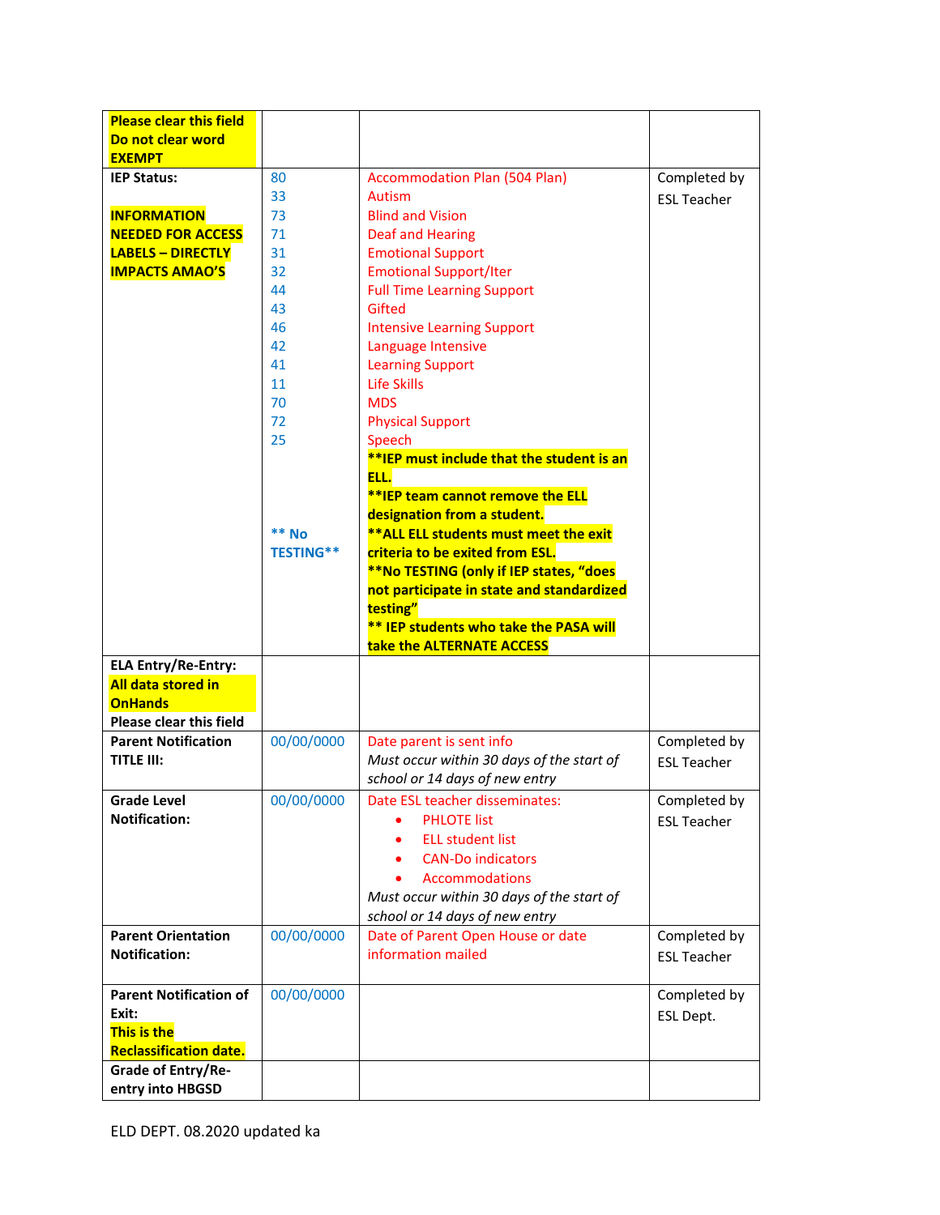| Please clear this field Do not clear word EXEMPT | | | |
|---|---|---|---|
| **IEP Status:**<br><br>**INFORMATION NEEDED FOR ACCESS LABELS – DIRECTLY IMPACTS AMAO'S** | 80<br>33<br>73<br>71<br>31<br>32<br>44<br>43<br>46<br>42<br>41<br>11<br>70<br>72<br>25<br><br><br><br><br>**** No TESTING**** | Accommodation Plan (504 Plan)<br>Autism<br>Blind and Vision<br>Deaf and Hearing<br>Emotional Support<br>Emotional Support/Iter<br>Full Time Learning Support<br>Gifted<br>Intensive Learning Support<br>Language Intensive<br>Learning Support<br>Life Skills<br>MDS<br>Physical Support<br>Speech<br>****IEP must include that the student is an ELL.**<br>****IEP team cannot remove the ELL designation from a student.**<br>****ALL ELL students must meet the exit criteria to be exited from ESL.**<br>****No TESTING (only if IEP states, "does not participate in state and standardized testing"**<br>**** IEP students who take the PASA will take the ALTERNATE ACCESS** | Completed by ESL Teacher |
| **ELA Entry/Re-Entry:**<br>**All data stored in OnHands**<br>**Please clear this field** | | | |
| **Parent Notification TITLE III:** | 00/00/0000 | Date parent is sent info<br>*Must occur within 30 days of the start of school or 14 days of new entry* | Completed by ESL Teacher |
| **Grade Level Notification:** | 00/00/0000 | Date ESL teacher disseminates:<br>• PHLOTE list<br>• ELL student list<br>• CAN-Do indicators<br>• Accommodations<br>*Must occur within 30 days of the start of school or 14 days of new entry* | Completed by ESL Teacher |
| **Parent Orientation Notification:** | 00/00/0000 | Date of Parent Open House or date information mailed | Completed by ESL Teacher |
| **Parent Notification of Exit:**<br>**This is the Reclassification date.** | 00/00/0000 | | Completed by ESL Dept. |
| **Grade of Entry/Re-entry into HBGSD** | | | |

ELD DEPT. 08.2020 updated ka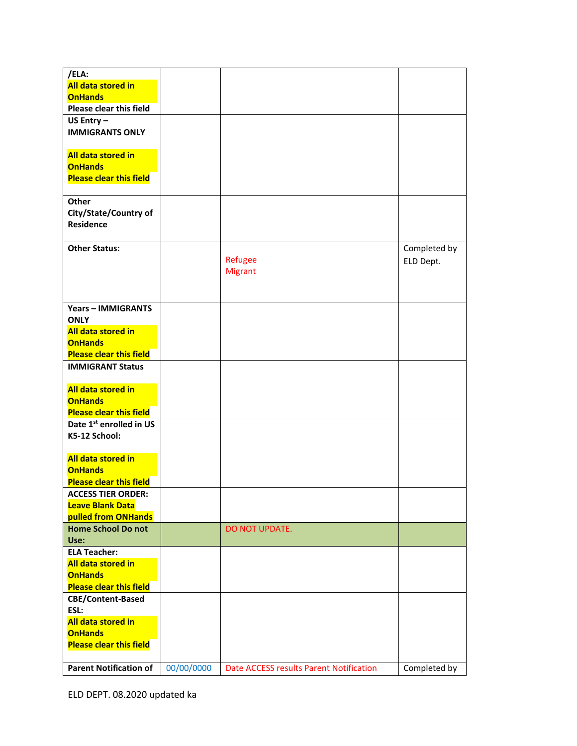| /ELA: All data stored in OnHands Please clear this field | | | |
|---|---|---|---|
| US Entry – IMMIGRANTS ONLY<br><br>All data stored in OnHands Please clear this field | | | |
| Other City/State/Country of Residence | | | |
| Other Status: | | Refugee<br>Migrant | Completed by ELD Dept. |
| Years – IMMIGRANTS ONLY All data stored in OnHands Please clear this field | | | |
| IMMIGRANT Status<br><br>All data stored in OnHands Please clear this field | | | |
| Date 1st enrolled in US K5-12 School:<br><br>All data stored in OnHands Please clear this field | | | |
| ACCESS TIER ORDER: Leave Blank Data pulled from ONHands | | | |
| Home School Do not Use: | | DO NOT UPDATE. | |
| ELA Teacher: All data stored in OnHands Please clear this field | | | |
| CBE/Content-Based ESL: All data stored in OnHands Please clear this field | | | |
| Parent Notification of | 00/00/0000 | Date ACCESS results Parent Notification | Completed by |

ELD DEPT. 08.2020 updated ka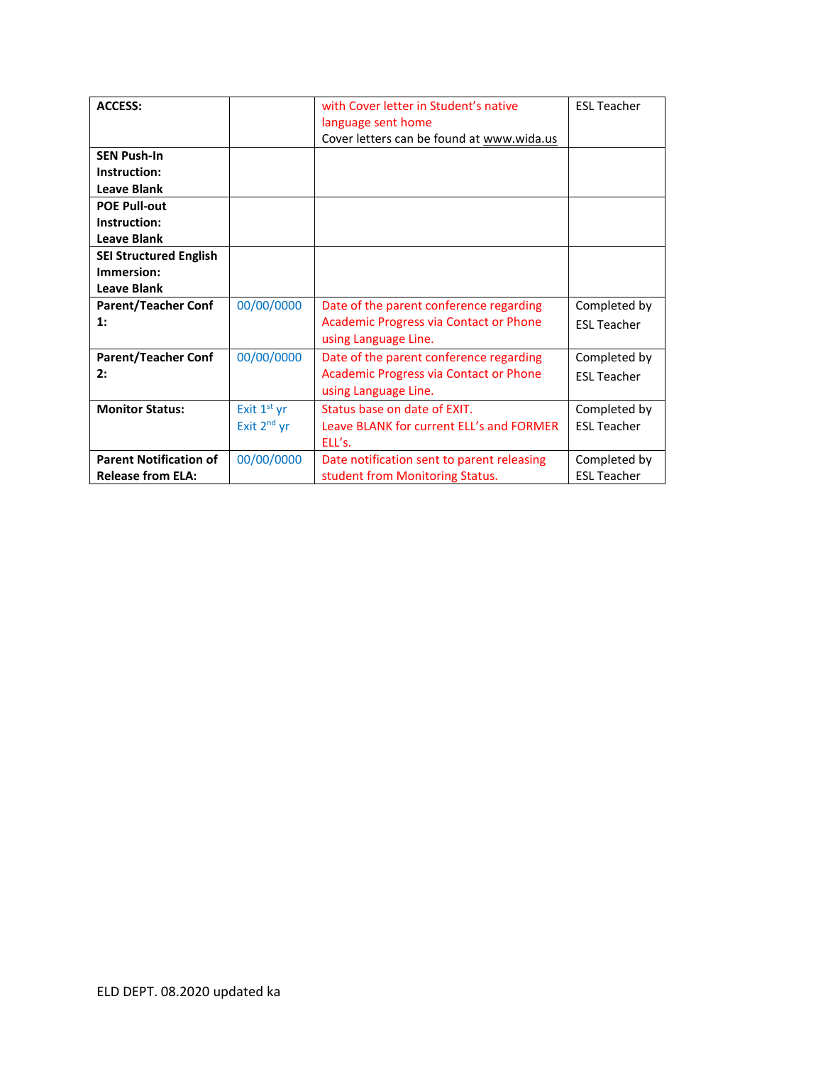| | | | |
|---|---|---|---|
| **ACCESS:** | | with Cover letter in Student's native language sent home<br>Cover letters can be found at www.wida.us | ESL Teacher |
| **SEN Push-In Instruction: Leave Blank** | | | |
| **POE Pull-out Instruction: Leave Blank** | | | |
| **SEI Structured English Immersion: Leave Blank** | | | |
| **Parent/Teacher Conf 1:** | 00/00/0000 | Date of the parent conference regarding Academic Progress via Contact or Phone using Language Line. | Completed by ESL Teacher |
| **Parent/Teacher Conf 2:** | 00/00/0000 | Date of the parent conference regarding Academic Progress via Contact or Phone using Language Line. | Completed by ESL Teacher |
| **Monitor Status:** | Exit 1st yr<br>Exit 2nd yr | Status base on date of EXIT.<br>Leave BLANK for current ELL's and FORMER ELL's. | Completed by ESL Teacher |
| **Parent Notification of Release from ELA:** | 00/00/0000 | Date notification sent to parent releasing student from Monitoring Status. | Completed by ESL Teacher |

ELD DEPT. 08.2020 updated ka